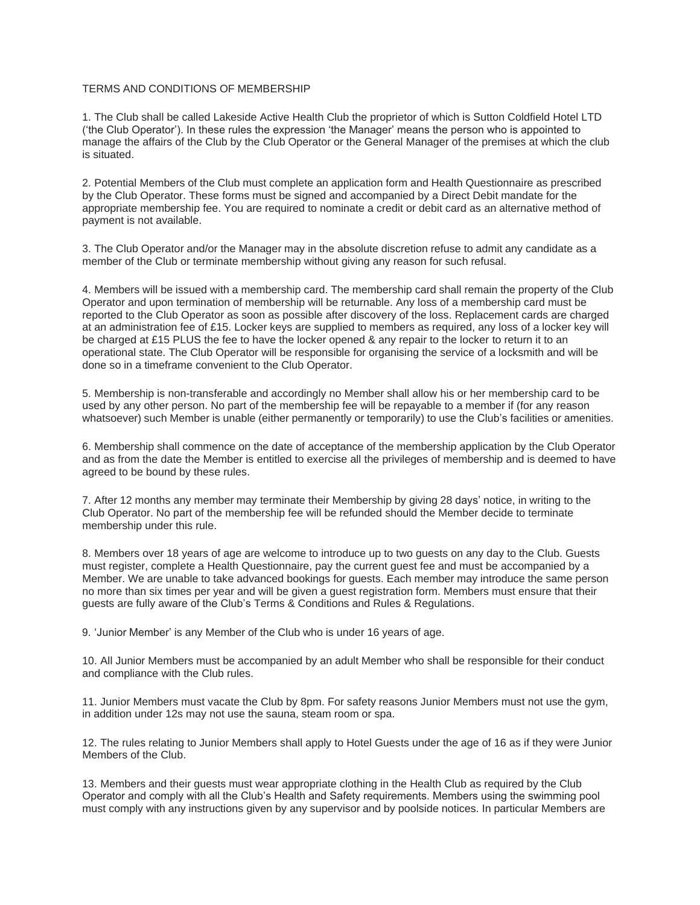TERMS AND CONDITIONS OF MEMBERSHIP

1. The Club shall be called Lakeside Active Health Club the proprietor of which is Sutton Coldfield Hotel LTD ('the Club Operator'). In these rules the expression 'the Manager' means the person who is appointed to manage the affairs of the Club by the Club Operator or the General Manager of the premises at which the club is situated.

2. Potential Members of the Club must complete an application form and Health Questionnaire as prescribed by the Club Operator. These forms must be signed and accompanied by a Direct Debit mandate for the appropriate membership fee. You are required to nominate a credit or debit card as an alternative method of payment is not available.

3. The Club Operator and/or the Manager may in the absolute discretion refuse to admit any candidate as a member of the Club or terminate membership without giving any reason for such refusal.

4. Members will be issued with a membership card. The membership card shall remain the property of the Club Operator and upon termination of membership will be returnable. Any loss of a membership card must be reported to the Club Operator as soon as possible after discovery of the loss. Replacement cards are charged at an administration fee of £15. Locker keys are supplied to members as required, any loss of a locker key will be charged at £15 PLUS the fee to have the locker opened & any repair to the locker to return it to an operational state. The Club Operator will be responsible for organising the service of a locksmith and will be done so in a timeframe convenient to the Club Operator.

5. Membership is non-transferable and accordingly no Member shall allow his or her membership card to be used by any other person. No part of the membership fee will be repayable to a member if (for any reason whatsoever) such Member is unable (either permanently or temporarily) to use the Club's facilities or amenities.

6. Membership shall commence on the date of acceptance of the membership application by the Club Operator and as from the date the Member is entitled to exercise all the privileges of membership and is deemed to have agreed to be bound by these rules.

7. After 12 months any member may terminate their Membership by giving 28 days' notice, in writing to the Club Operator. No part of the membership fee will be refunded should the Member decide to terminate membership under this rule.

8. Members over 18 years of age are welcome to introduce up to two guests on any day to the Club. Guests must register, complete a Health Questionnaire, pay the current guest fee and must be accompanied by a Member. We are unable to take advanced bookings for guests. Each member may introduce the same person no more than six times per year and will be given a guest registration form. Members must ensure that their guests are fully aware of the Club's Terms & Conditions and Rules & Regulations.

9. 'Junior Member' is any Member of the Club who is under 16 years of age.

10. All Junior Members must be accompanied by an adult Member who shall be responsible for their conduct and compliance with the Club rules.

11. Junior Members must vacate the Club by 8pm. For safety reasons Junior Members must not use the gym, in addition under 12s may not use the sauna, steam room or spa.

12. The rules relating to Junior Members shall apply to Hotel Guests under the age of 16 as if they were Junior Members of the Club.

13. Members and their guests must wear appropriate clothing in the Health Club as required by the Club Operator and comply with all the Club's Health and Safety requirements. Members using the swimming pool must comply with any instructions given by any supervisor and by poolside notices. In particular Members are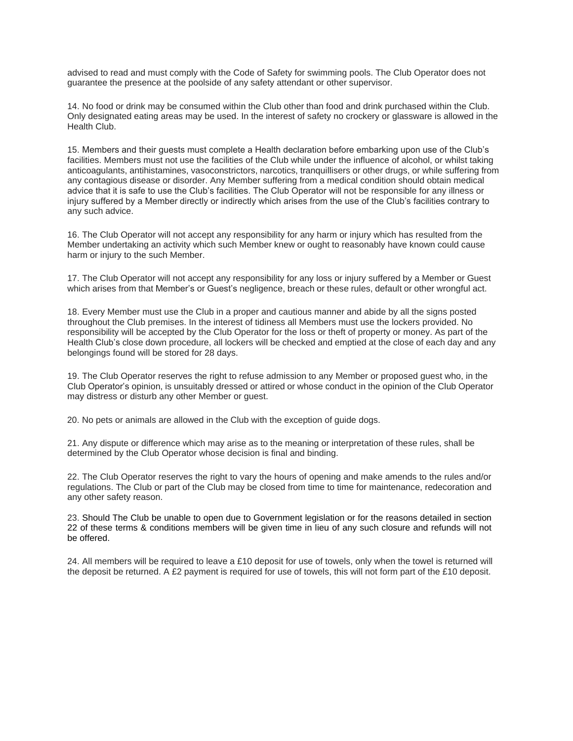advised to read and must comply with the Code of Safety for swimming pools. The Club Operator does not guarantee the presence at the poolside of any safety attendant or other supervisor.

14. No food or drink may be consumed within the Club other than food and drink purchased within the Club. Only designated eating areas may be used. In the interest of safety no crockery or glassware is allowed in the Health Club.

15. Members and their guests must complete a Health declaration before embarking upon use of the Club's facilities. Members must not use the facilities of the Club while under the influence of alcohol, or whilst taking anticoagulants, antihistamines, vasoconstrictors, narcotics, tranquillisers or other drugs, or while suffering from any contagious disease or disorder. Any Member suffering from a medical condition should obtain medical advice that it is safe to use the Club's facilities. The Club Operator will not be responsible for any illness or injury suffered by a Member directly or indirectly which arises from the use of the Club's facilities contrary to any such advice.

16. The Club Operator will not accept any responsibility for any harm or injury which has resulted from the Member undertaking an activity which such Member knew or ought to reasonably have known could cause harm or injury to the such Member.

17. The Club Operator will not accept any responsibility for any loss or injury suffered by a Member or Guest which arises from that Member's or Guest's negligence, breach or these rules, default or other wrongful act.

18. Every Member must use the Club in a proper and cautious manner and abide by all the signs posted throughout the Club premises. In the interest of tidiness all Members must use the lockers provided. No responsibility will be accepted by the Club Operator for the loss or theft of property or money. As part of the Health Club's close down procedure, all lockers will be checked and emptied at the close of each day and any belongings found will be stored for 28 days.

19. The Club Operator reserves the right to refuse admission to any Member or proposed guest who, in the Club Operator's opinion, is unsuitably dressed or attired or whose conduct in the opinion of the Club Operator may distress or disturb any other Member or guest.

20. No pets or animals are allowed in the Club with the exception of guide dogs.

21. Any dispute or difference which may arise as to the meaning or interpretation of these rules, shall be determined by the Club Operator whose decision is final and binding.

22. The Club Operator reserves the right to vary the hours of opening and make amends to the rules and/or regulations. The Club or part of the Club may be closed from time to time for maintenance, redecoration and any other safety reason.

23. Should The Club be unable to open due to Government legislation or for the reasons detailed in section 22 of these terms & conditions members will be given time in lieu of any such closure and refunds will not be offered.

24. All members will be required to leave a £10 deposit for use of towels, only when the towel is returned will the deposit be returned. A £2 payment is required for use of towels, this will not form part of the £10 deposit.